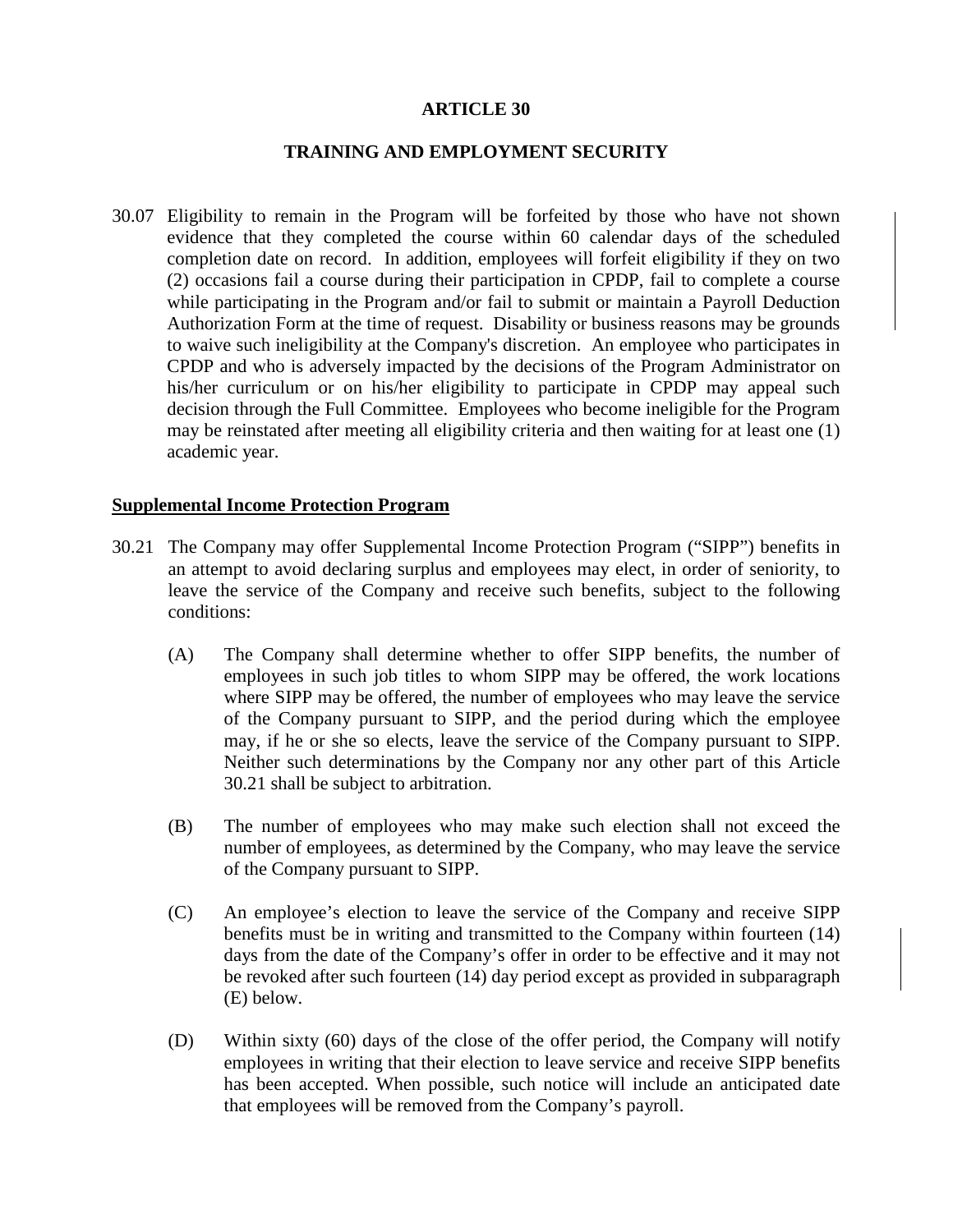# ARTICLE 30

## TRAINING AND EMPLOYMENT SECURITY

30.07 Eligibility to remain in the Program will be forfeited by those who have not shown evidence that they completed the course within 60 calendar days of the scheduled completion date on record. In addition, employees will forfeit eligibility if they on two (2) occasions fail a course during their participation in CPDP, fail to complete a course while participating in the Program and/or fail to submit or maintain a Payroll Deduction Authorization Form at the time of request. Disability or business reasons may be grounds to waive such ineligibility at the Company's discretion. An employee who participates in CPDP and who is adversely impacted by the decisions of the Program Administrator on his/her curriculum or on his/her eligibility to participate in CPDP may appeal such decision through the Full Committee. Employees who become ineligible for the Program may be reinstated after meeting all eligibility criteria and then waiting for at least one (1) academic year.

**Supplemental Income Protection Program**

30.21 The Company may offer Supplemental Income Protection Program ("SIPP") benefits in an attempt to avoid declaring surplus and employees may elect, in order of seniority, to leave the service of the Company and receive such benefits, subject to the following conditions:

(A) The Company shall determine whether to offer SIPP benefits, the number of employees in such job titles to whom SIPP may be offered, the work locations where SIPP may be offered, the number of employees who may leave the service of the Company pursuant to SIPP, and the period during which the employee may, if he or she so elects, leave the service of the Company pursuant to SIPP. Neither such determinations by the Company nor any other part of this Article 30.21 shall be subject to arbitration.

(B) The number of employees who may make such election shall not exceed the number of employees, as determined by the Company, who may leave the service of the Company pursuant to SIPP.

(C) An employee's election to leave the service of the Company and receive SIPP benefits must be in writing and transmitted to the Company within fourteen (14) days from the date of the Company's offer in order to be effective and it may not be revoked after such fourteen (14) day period except as provided in subparagraph (E) below.

(D) Within sixty (60) days of the close of the offer period, the Company will notify employees in writing that their election to leave service and receive SIPP benefits has been accepted. When possible, such notice will include an anticipated date that employees will be removed from the Company's payroll.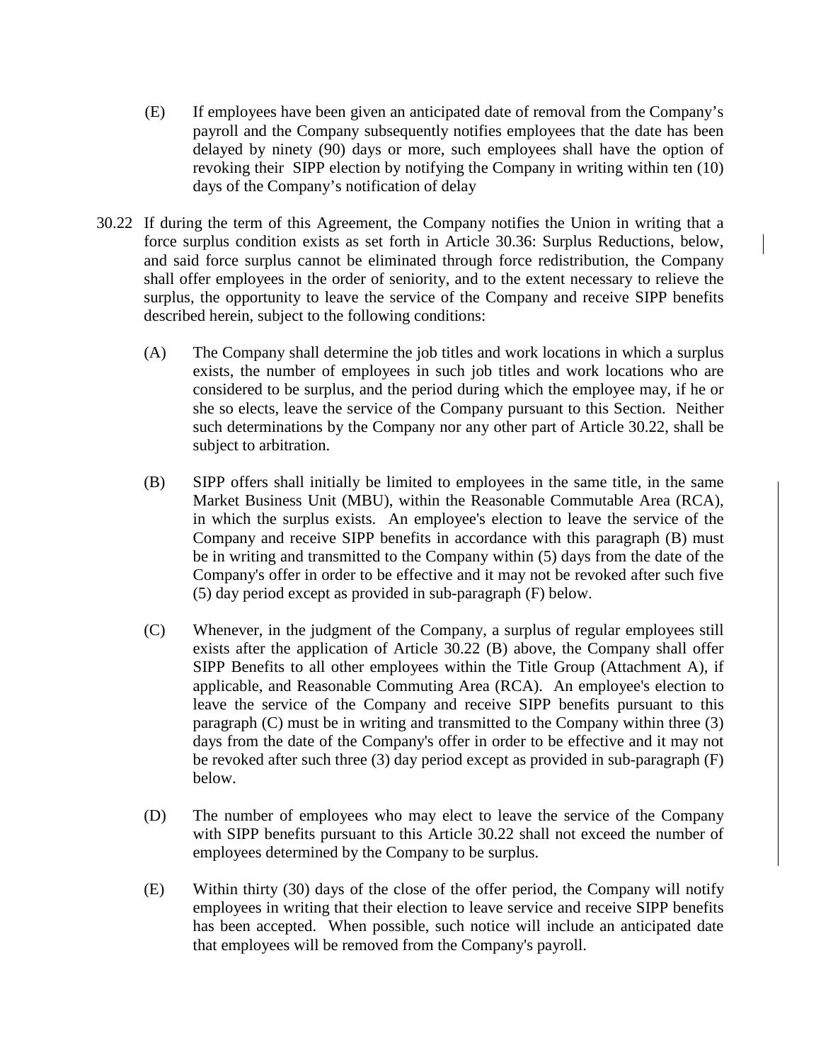(E) If employees have been given an anticipated date of removal from the Company's payroll and the Company subsequently notifies employees that the date has been delayed by ninety (90) days or more, such employees shall have the option of revoking their SIPP election by notifying the Company in writing within ten (10) days of the Company's notification of delay

30.22 If during the term of this Agreement, the Company notifies the Union in writing that a force surplus condition exists as set forth in Article 30.36: Surplus Reductions, below, and said force surplus cannot be eliminated through force redistribution, the Company shall offer employees in the order of seniority, and to the extent necessary to relieve the surplus, the opportunity to leave the service of the Company and receive SIPP benefits described herein, subject to the following conditions:

(A) The Company shall determine the job titles and work locations in which a surplus exists, the number of employees in such job titles and work locations who are considered to be surplus, and the period during which the employee may, if he or she so elects, leave the service of the Company pursuant to this Section. Neither such determinations by the Company nor any other part of Article 30.22, shall be subject to arbitration.

(B) SIPP offers shall initially be limited to employees in the same title, in the same Market Business Unit (MBU), within the Reasonable Commutable Area (RCA), in which the surplus exists. An employee's election to leave the service of the Company and receive SIPP benefits in accordance with this paragraph (B) must be in writing and transmitted to the Company within (5) days from the date of the Company's offer in order to be effective and it may not be revoked after such five (5) day period except as provided in sub-paragraph (F) below.

(C) Whenever, in the judgment of the Company, a surplus of regular employees still exists after the application of Article 30.22 (B) above, the Company shall offer SIPP Benefits to all other employees within the Title Group (Attachment A), if applicable, and Reasonable Commuting Area (RCA). An employee's election to leave the service of the Company and receive SIPP benefits pursuant to this paragraph (C) must be in writing and transmitted to the Company within three (3) days from the date of the Company's offer in order to be effective and it may not be revoked after such three (3) day period except as provided in sub-paragraph (F) below.

(D) The number of employees who may elect to leave the service of the Company with SIPP benefits pursuant to this Article 30.22 shall not exceed the number of employees determined by the Company to be surplus.

(E) Within thirty (30) days of the close of the offer period, the Company will notify employees in writing that their election to leave service and receive SIPP benefits has been accepted. When possible, such notice will include an anticipated date that employees will be removed from the Company's payroll.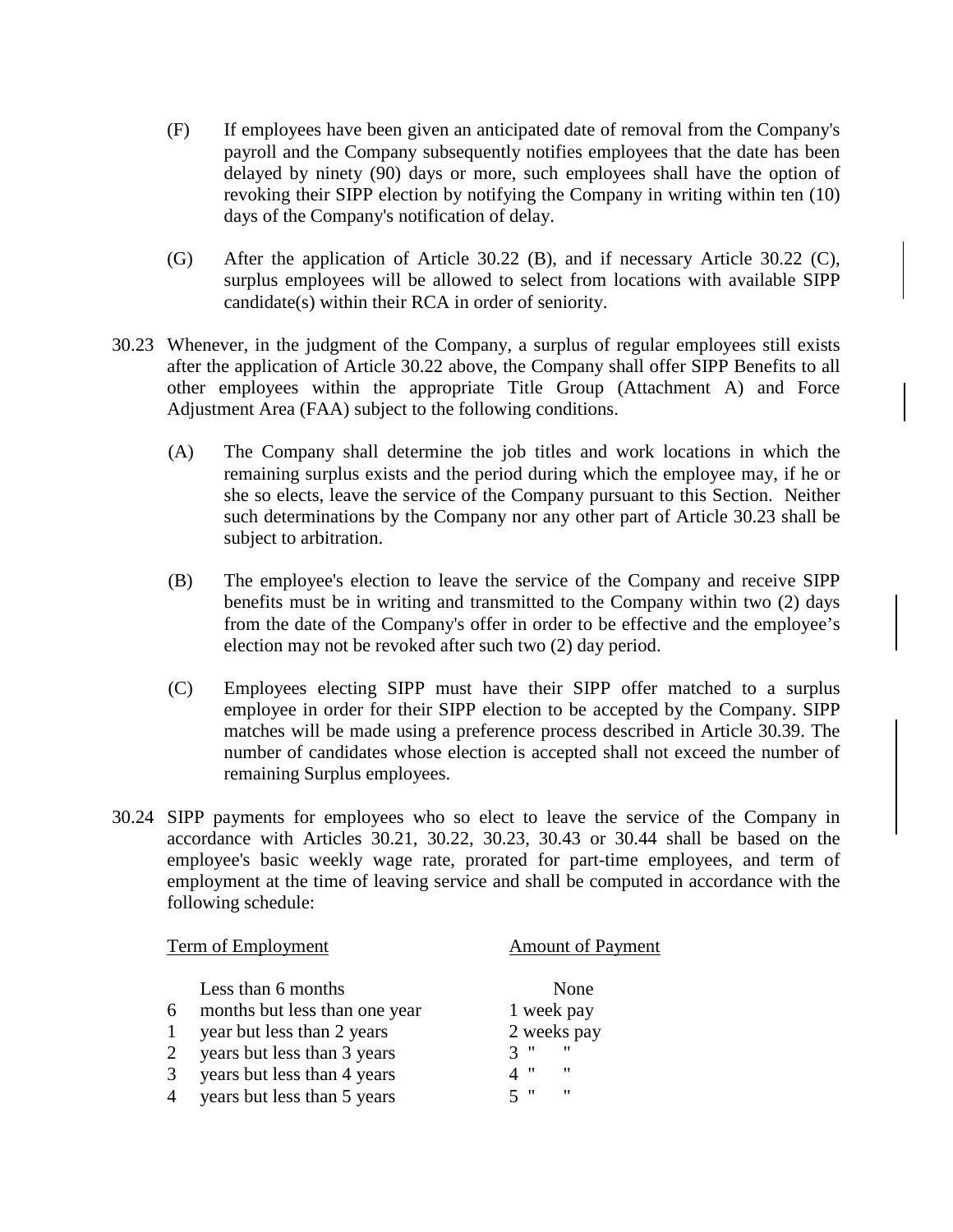(F) If employees have been given an anticipated date of removal from the Company's payroll and the Company subsequently notifies employees that the date has been delayed by ninety (90) days or more, such employees shall have the option of revoking their SIPP election by notifying the Company in writing within ten (10) days of the Company's notification of delay.

(G) After the application of Article 30.22 (B), and if necessary Article 30.22 (C), surplus employees will be allowed to select from locations with available SIPP candidate(s) within their RCA in order of seniority.

30.23 Whenever, in the judgment of the Company, a surplus of regular employees still exists after the application of Article 30.22 above, the Company shall offer SIPP Benefits to all other employees within the appropriate Title Group (Attachment A) and Force Adjustment Area (FAA) subject to the following conditions.

(A) The Company shall determine the job titles and work locations in which the remaining surplus exists and the period during which the employee may, if he or she so elects, leave the service of the Company pursuant to this Section. Neither such determinations by the Company nor any other part of Article 30.23 shall be subject to arbitration.

(B) The employee's election to leave the service of the Company and receive SIPP benefits must be in writing and transmitted to the Company within two (2) days from the date of the Company's offer in order to be effective and the employee's election may not be revoked after such two (2) day period.

(C) Employees electing SIPP must have their SIPP offer matched to a surplus employee in order for their SIPP election to be accepted by the Company. SIPP matches will be made using a preference process described in Article 30.39. The number of candidates whose election is accepted shall not exceed the number of remaining Surplus employees.

30.24 SIPP payments for employees who so elect to leave the service of the Company in accordance with Articles 30.21, 30.22, 30.23, 30.43 or 30.44 shall be based on the employee's basic weekly wage rate, prorated for part-time employees, and term of employment at the time of leaving service and shall be computed in accordance with the following schedule:

| Term of Employment | Amount of Payment |
|---|---|
| Less than 6 months | None |
| 6 months but less than one year | 1 week pay |
| 1 year but less than 2 years | 2 weeks pay |
| 2 years but less than 3 years | 3 " " |
| 3 years but less than 4 years | 4 " " |
| 4 years but less than 5 years | 5 " " |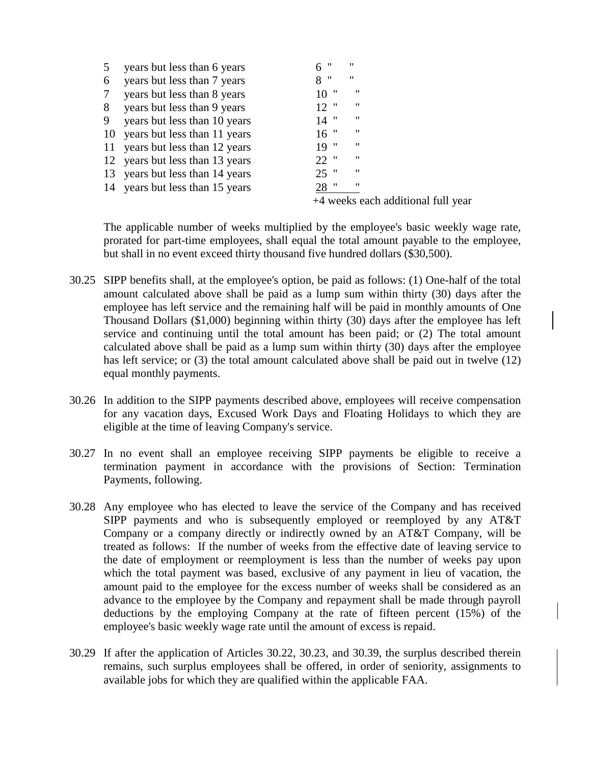| | |
|---|---|
| 5 years but less than 6 years | 6 " " |
| 6 years but less than 7 years | 8 " " |
| 7 years but less than 8 years | 10 " " |
| 8 years but less than 9 years | 12 " " |
| 9 years but less than 10 years | 14 " " |
| 10 years but less than 11 years | 16 " " |
| 11 years but less than 12 years | 19 " " |
| 12 years but less than 13 years | 22 " " |
| 13 years but less than 14 years | 25 " " |
| 14 years but less than 15 years | 28 " " |
| | +4 weeks each additional full year |

The applicable number of weeks multiplied by the employee's basic weekly wage rate, prorated for part-time employees, shall equal the total amount payable to the employee, but shall in no event exceed thirty thousand five hundred dollars ($30,500).

30.25 SIPP benefits shall, at the employee's option, be paid as follows: (1) One-half of the total amount calculated above shall be paid as a lump sum within thirty (30) days after the employee has left service and the remaining half will be paid in monthly amounts of One Thousand Dollars ($1,000) beginning within thirty (30) days after the employee has left service and continuing until the total amount has been paid; or (2) The total amount calculated above shall be paid as a lump sum within thirty (30) days after the employee has left service; or (3) the total amount calculated above shall be paid out in twelve (12) equal monthly payments.

30.26 In addition to the SIPP payments described above, employees will receive compensation for any vacation days, Excused Work Days and Floating Holidays to which they are eligible at the time of leaving Company's service.

30.27 In no event shall an employee receiving SIPP payments be eligible to receive a termination payment in accordance with the provisions of Section: Termination Payments, following.

30.28 Any employee who has elected to leave the service of the Company and has received SIPP payments and who is subsequently employed or reemployed by any AT&T Company or a company directly or indirectly owned by an AT&T Company, will be treated as follows: If the number of weeks from the effective date of leaving service to the date of employment or reemployment is less than the number of weeks pay upon which the total payment was based, exclusive of any payment in lieu of vacation, the amount paid to the employee for the excess number of weeks shall be considered as an advance to the employee by the Company and repayment shall be made through payroll deductions by the employing Company at the rate of fifteen percent (15%) of the employee's basic weekly wage rate until the amount of excess is repaid.

30.29 If after the application of Articles 30.22, 30.23, and 30.39, the surplus described therein remains, such surplus employees shall be offered, in order of seniority, assignments to available jobs for which they are qualified within the applicable FAA.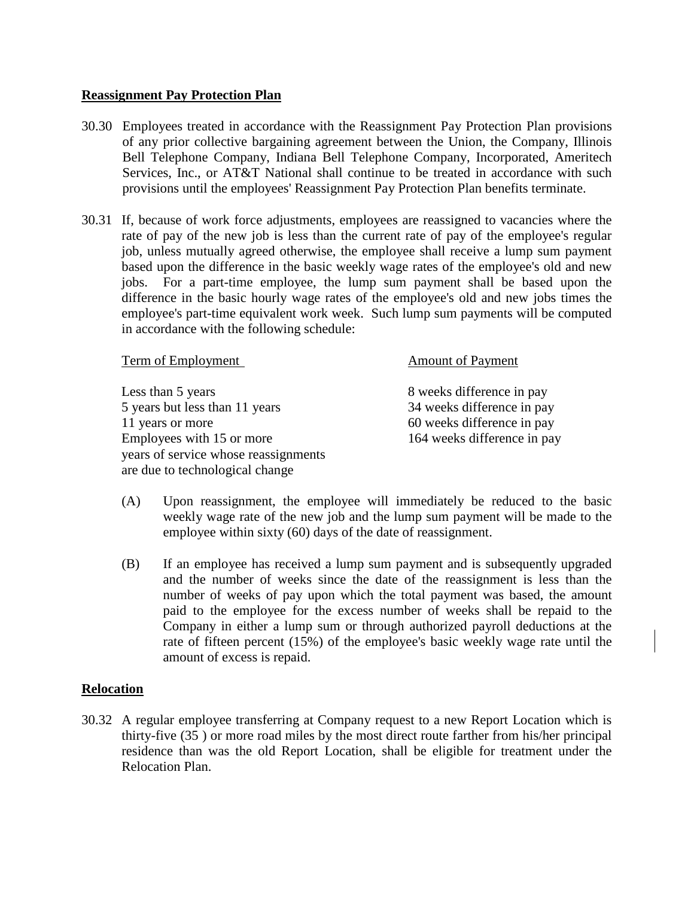**Reassignment Pay Protection Plan**

30.30 Employees treated in accordance with the Reassignment Pay Protection Plan provisions of any prior collective bargaining agreement between the Union, the Company, Illinois Bell Telephone Company, Indiana Bell Telephone Company, Incorporated, Ameritech Services, Inc., or AT&T National shall continue to be treated in accordance with such provisions until the employees' Reassignment Pay Protection Plan benefits terminate.

30.31 If, because of work force adjustments, employees are reassigned to vacancies where the rate of pay of the new job is less than the current rate of pay of the employee's regular job, unless mutually agreed otherwise, the employee shall receive a lump sum payment based upon the difference in the basic weekly wage rates of the employee's old and new jobs. For a part-time employee, the lump sum payment shall be based upon the difference in the basic hourly wage rates of the employee's old and new jobs times the employee's part-time equivalent work week. Such lump sum payments will be computed in accordance with the following schedule:

| Term of Employment | Amount of Payment |
| --- | --- |
| Less than 5 years | 8 weeks difference in pay |
| 5 years but less than 11 years | 34 weeks difference in pay |
| 11 years or more | 60 weeks difference in pay |
| Employees with 15 or more years of service whose reassignments are due to technological change | 164 weeks difference in pay |

(A) Upon reassignment, the employee will immediately be reduced to the basic weekly wage rate of the new job and the lump sum payment will be made to the employee within sixty (60) days of the date of reassignment.

(B) If an employee has received a lump sum payment and is subsequently upgraded and the number of weeks since the date of the reassignment is less than the number of weeks of pay upon which the total payment was based, the amount paid to the employee for the excess number of weeks shall be repaid to the Company in either a lump sum or through authorized payroll deductions at the rate of fifteen percent (15%) of the employee's basic weekly wage rate until the amount of excess is repaid.

**Relocation**

30.32 A regular employee transferring at Company request to a new Report Location which is thirty-five (35 ) or more road miles by the most direct route farther from his/her principal residence than was the old Report Location, shall be eligible for treatment under the Relocation Plan.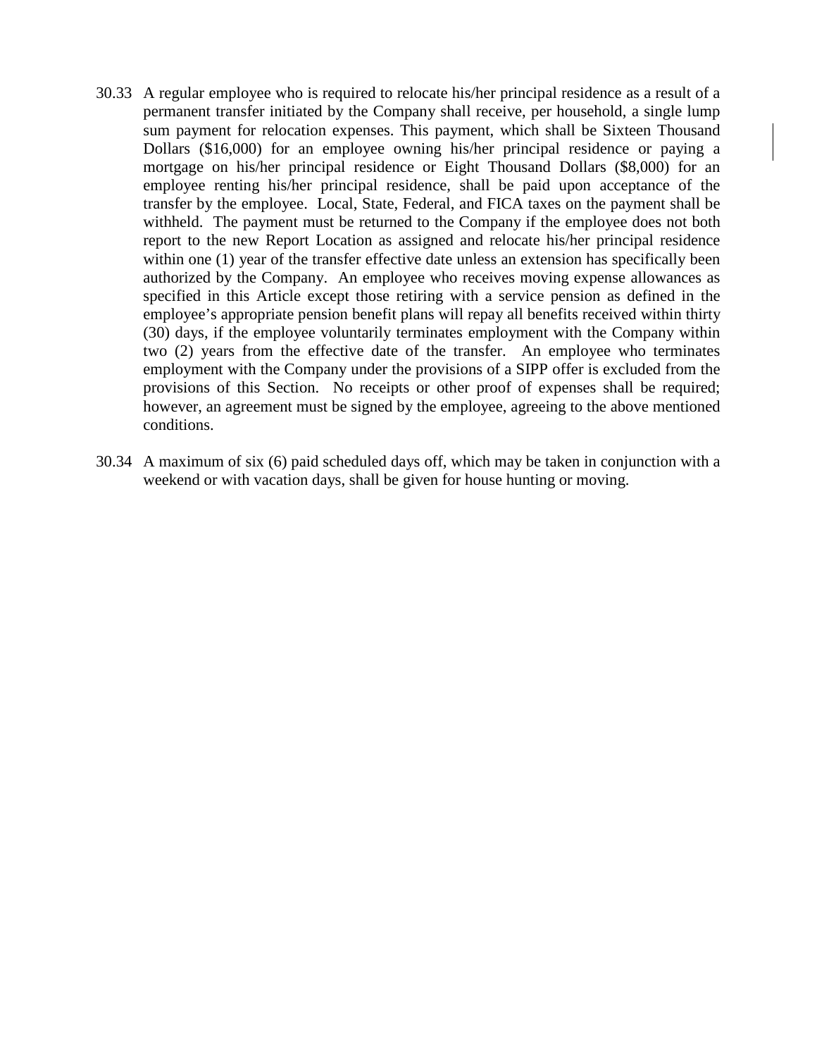30.33 A regular employee who is required to relocate his/her principal residence as a result of a permanent transfer initiated by the Company shall receive, per household, a single lump sum payment for relocation expenses. This payment, which shall be Sixteen Thousand Dollars ($16,000) for an employee owning his/her principal residence or paying a mortgage on his/her principal residence or Eight Thousand Dollars ($8,000) for an employee renting his/her principal residence, shall be paid upon acceptance of the transfer by the employee. Local, State, Federal, and FICA taxes on the payment shall be withheld. The payment must be returned to the Company if the employee does not both report to the new Report Location as assigned and relocate his/her principal residence within one (1) year of the transfer effective date unless an extension has specifically been authorized by the Company. An employee who receives moving expense allowances as specified in this Article except those retiring with a service pension as defined in the employee's appropriate pension benefit plans will repay all benefits received within thirty (30) days, if the employee voluntarily terminates employment with the Company within two (2) years from the effective date of the transfer. An employee who terminates employment with the Company under the provisions of a SIPP offer is excluded from the provisions of this Section. No receipts or other proof of expenses shall be required; however, an agreement must be signed by the employee, agreeing to the above mentioned conditions.

30.34 A maximum of six (6) paid scheduled days off, which may be taken in conjunction with a weekend or with vacation days, shall be given for house hunting or moving.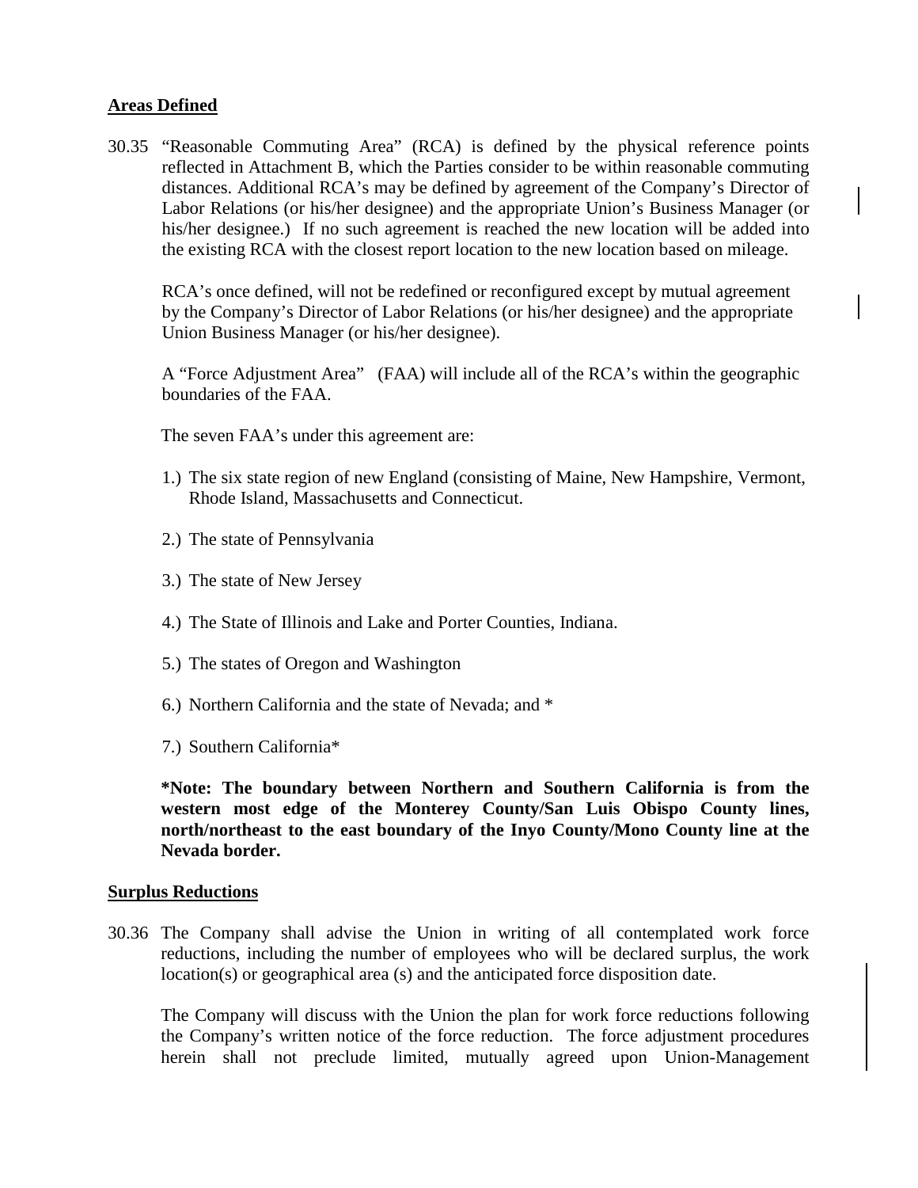## Areas Defined

30.35 "Reasonable Commuting Area" (RCA) is defined by the physical reference points reflected in Attachment B, which the Parties consider to be within reasonable commuting distances. Additional RCA's may be defined by agreement of the Company's Director of Labor Relations (or his/her designee) and the appropriate Union's Business Manager (or his/her designee.) If no such agreement is reached the new location will be added into the existing RCA with the closest report location to the new location based on mileage.

RCA's once defined, will not be redefined or reconfigured except by mutual agreement by the Company's Director of Labor Relations (or his/her designee) and the appropriate Union Business Manager (or his/her designee).

A "Force Adjustment Area" (FAA) will include all of the RCA's within the geographic boundaries of the FAA.

The seven FAA's under this agreement are:

1.) The six state region of new England (consisting of Maine, New Hampshire, Vermont, Rhode Island, Massachusetts and Connecticut.

2.) The state of Pennsylvania

3.) The state of New Jersey

4.) The State of Illinois and Lake and Porter Counties, Indiana.

5.) The states of Oregon and Washington

6.) Northern California and the state of Nevada; and *

7.) Southern California*

**\*Note: The boundary between Northern and Southern California is from the western most edge of the Monterey County/San Luis Obispo County lines, north/northeast to the east boundary of the Inyo County/Mono County line at the Nevada border.**

## Surplus Reductions

30.36 The Company shall advise the Union in writing of all contemplated work force reductions, including the number of employees who will be declared surplus, the work location(s) or geographical area (s) and the anticipated force disposition date.

The Company will discuss with the Union the plan for work force reductions following the Company's written notice of the force reduction. The force adjustment procedures herein shall not preclude limited, mutually agreed upon Union-Management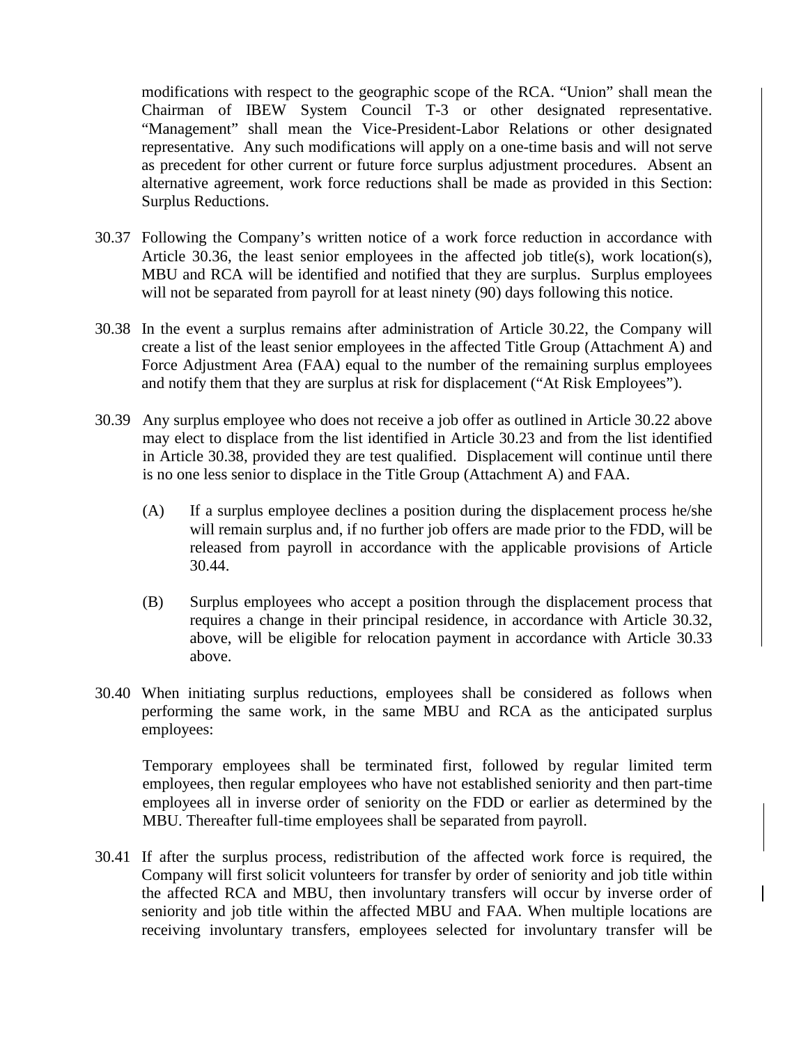modifications with respect to the geographic scope of the RCA. "Union" shall mean the Chairman of IBEW System Council T-3 or other designated representative. "Management" shall mean the Vice-President-Labor Relations or other designated representative. Any such modifications will apply on a one-time basis and will not serve as precedent for other current or future force surplus adjustment procedures. Absent an alternative agreement, work force reductions shall be made as provided in this Section: Surplus Reductions.

30.37 Following the Company's written notice of a work force reduction in accordance with Article 30.36, the least senior employees in the affected job title(s), work location(s), MBU and RCA will be identified and notified that they are surplus. Surplus employees will not be separated from payroll for at least ninety (90) days following this notice.

30.38 In the event a surplus remains after administration of Article 30.22, the Company will create a list of the least senior employees in the affected Title Group (Attachment A) and Force Adjustment Area (FAA) equal to the number of the remaining surplus employees and notify them that they are surplus at risk for displacement ("At Risk Employees").

30.39 Any surplus employee who does not receive a job offer as outlined in Article 30.22 above may elect to displace from the list identified in Article 30.23 and from the list identified in Article 30.38, provided they are test qualified. Displacement will continue until there is no one less senior to displace in the Title Group (Attachment A) and FAA.

(A) If a surplus employee declines a position during the displacement process he/she will remain surplus and, if no further job offers are made prior to the FDD, will be released from payroll in accordance with the applicable provisions of Article 30.44.

(B) Surplus employees who accept a position through the displacement process that requires a change in their principal residence, in accordance with Article 30.32, above, will be eligible for relocation payment in accordance with Article 30.33 above.

30.40 When initiating surplus reductions, employees shall be considered as follows when performing the same work, in the same MBU and RCA as the anticipated surplus employees:

Temporary employees shall be terminated first, followed by regular limited term employees, then regular employees who have not established seniority and then part-time employees all in inverse order of seniority on the FDD or earlier as determined by the MBU. Thereafter full-time employees shall be separated from payroll.

30.41 If after the surplus process, redistribution of the affected work force is required, the Company will first solicit volunteers for transfer by order of seniority and job title within the affected RCA and MBU, then involuntary transfers will occur by inverse order of seniority and job title within the affected MBU and FAA. When multiple locations are receiving involuntary transfers, employees selected for involuntary transfer will be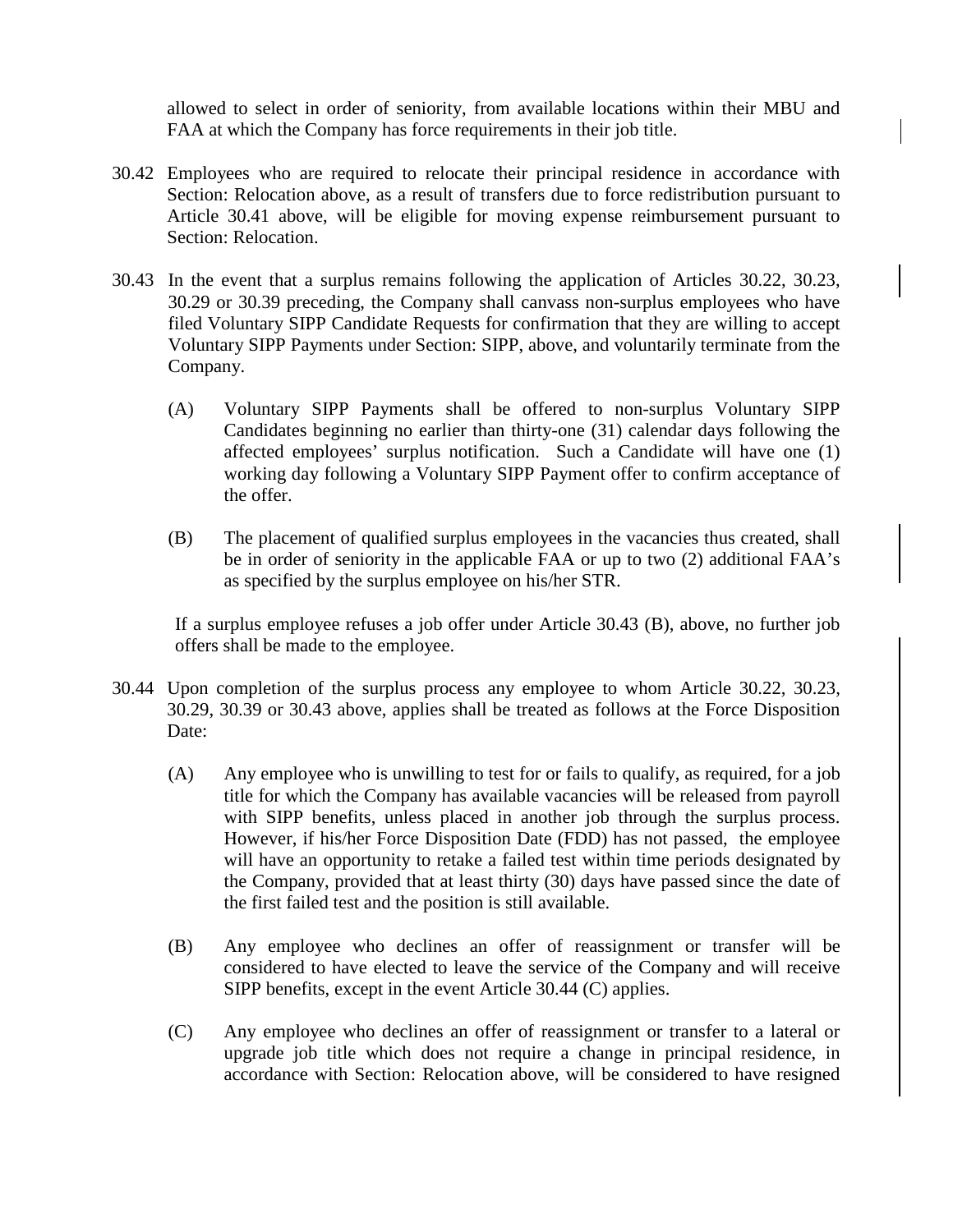allowed to select in order of seniority, from available locations within their MBU and FAA at which the Company has force requirements in their job title.

30.42 Employees who are required to relocate their principal residence in accordance with Section: Relocation above, as a result of transfers due to force redistribution pursuant to Article 30.41 above, will be eligible for moving expense reimbursement pursuant to Section: Relocation.

30.43 In the event that a surplus remains following the application of Articles 30.22, 30.23, 30.29 or 30.39 preceding, the Company shall canvass non-surplus employees who have filed Voluntary SIPP Candidate Requests for confirmation that they are willing to accept Voluntary SIPP Payments under Section: SIPP, above, and voluntarily terminate from the Company.

(A) Voluntary SIPP Payments shall be offered to non-surplus Voluntary SIPP Candidates beginning no earlier than thirty-one (31) calendar days following the affected employees' surplus notification. Such a Candidate will have one (1) working day following a Voluntary SIPP Payment offer to confirm acceptance of the offer.

(B) The placement of qualified surplus employees in the vacancies thus created, shall be in order of seniority in the applicable FAA or up to two (2) additional FAA's as specified by the surplus employee on his/her STR.

If a surplus employee refuses a job offer under Article 30.43 (B), above, no further job offers shall be made to the employee.

30.44 Upon completion of the surplus process any employee to whom Article 30.22, 30.23, 30.29, 30.39 or 30.43 above, applies shall be treated as follows at the Force Disposition Date:

(A) Any employee who is unwilling to test for or fails to qualify, as required, for a job title for which the Company has available vacancies will be released from payroll with SIPP benefits, unless placed in another job through the surplus process. However, if his/her Force Disposition Date (FDD) has not passed, the employee will have an opportunity to retake a failed test within time periods designated by the Company, provided that at least thirty (30) days have passed since the date of the first failed test and the position is still available.

(B) Any employee who declines an offer of reassignment or transfer will be considered to have elected to leave the service of the Company and will receive SIPP benefits, except in the event Article 30.44 (C) applies.

(C) Any employee who declines an offer of reassignment or transfer to a lateral or upgrade job title which does not require a change in principal residence, in accordance with Section: Relocation above, will be considered to have resigned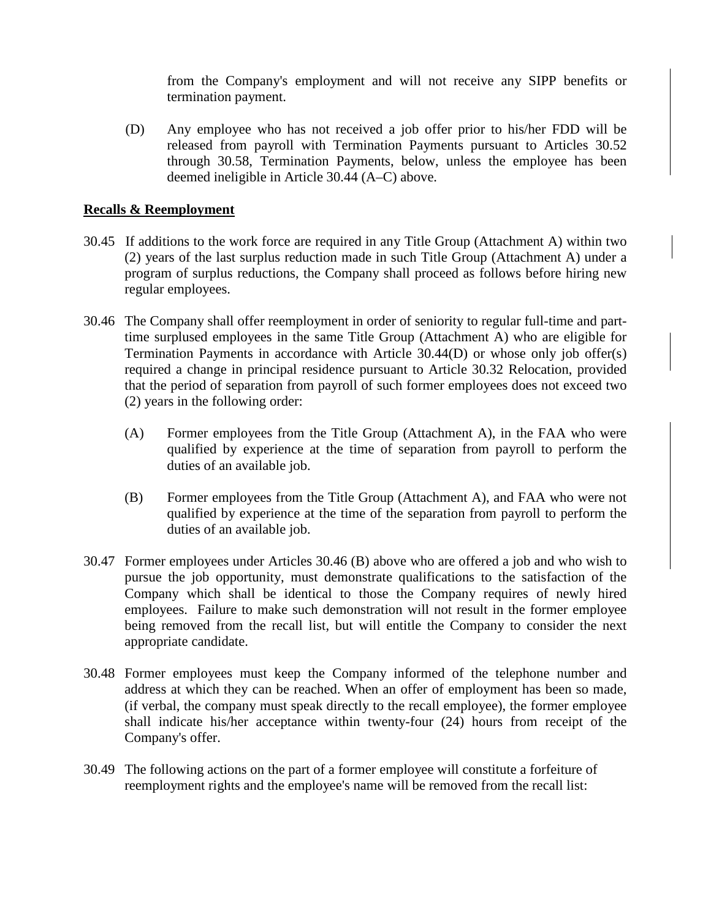from the Company's employment and will not receive any SIPP benefits or termination payment.

(D) Any employee who has not received a job offer prior to his/her FDD will be released from payroll with Termination Payments pursuant to Articles 30.52 through 30.58, Termination Payments, below, unless the employee has been deemed ineligible in Article 30.44 (A–C) above.

**Recalls & Reemployment**

30.45 If additions to the work force are required in any Title Group (Attachment A) within two (2) years of the last surplus reduction made in such Title Group (Attachment A) under a program of surplus reductions, the Company shall proceed as follows before hiring new regular employees.

30.46 The Company shall offer reemployment in order of seniority to regular full-time and part-time surplused employees in the same Title Group (Attachment A) who are eligible for Termination Payments in accordance with Article 30.44(D) or whose only job offer(s) required a change in principal residence pursuant to Article 30.32 Relocation, provided that the period of separation from payroll of such former employees does not exceed two (2) years in the following order:

(A) Former employees from the Title Group (Attachment A), in the FAA who were qualified by experience at the time of separation from payroll to perform the duties of an available job.

(B) Former employees from the Title Group (Attachment A), and FAA who were not qualified by experience at the time of the separation from payroll to perform the duties of an available job.

30.47 Former employees under Articles 30.46 (B) above who are offered a job and who wish to pursue the job opportunity, must demonstrate qualifications to the satisfaction of the Company which shall be identical to those the Company requires of newly hired employees. Failure to make such demonstration will not result in the former employee being removed from the recall list, but will entitle the Company to consider the next appropriate candidate.

30.48 Former employees must keep the Company informed of the telephone number and address at which they can be reached. When an offer of employment has been so made, (if verbal, the company must speak directly to the recall employee), the former employee shall indicate his/her acceptance within twenty-four (24) hours from receipt of the Company's offer.

30.49 The following actions on the part of a former employee will constitute a forfeiture of reemployment rights and the employee's name will be removed from the recall list: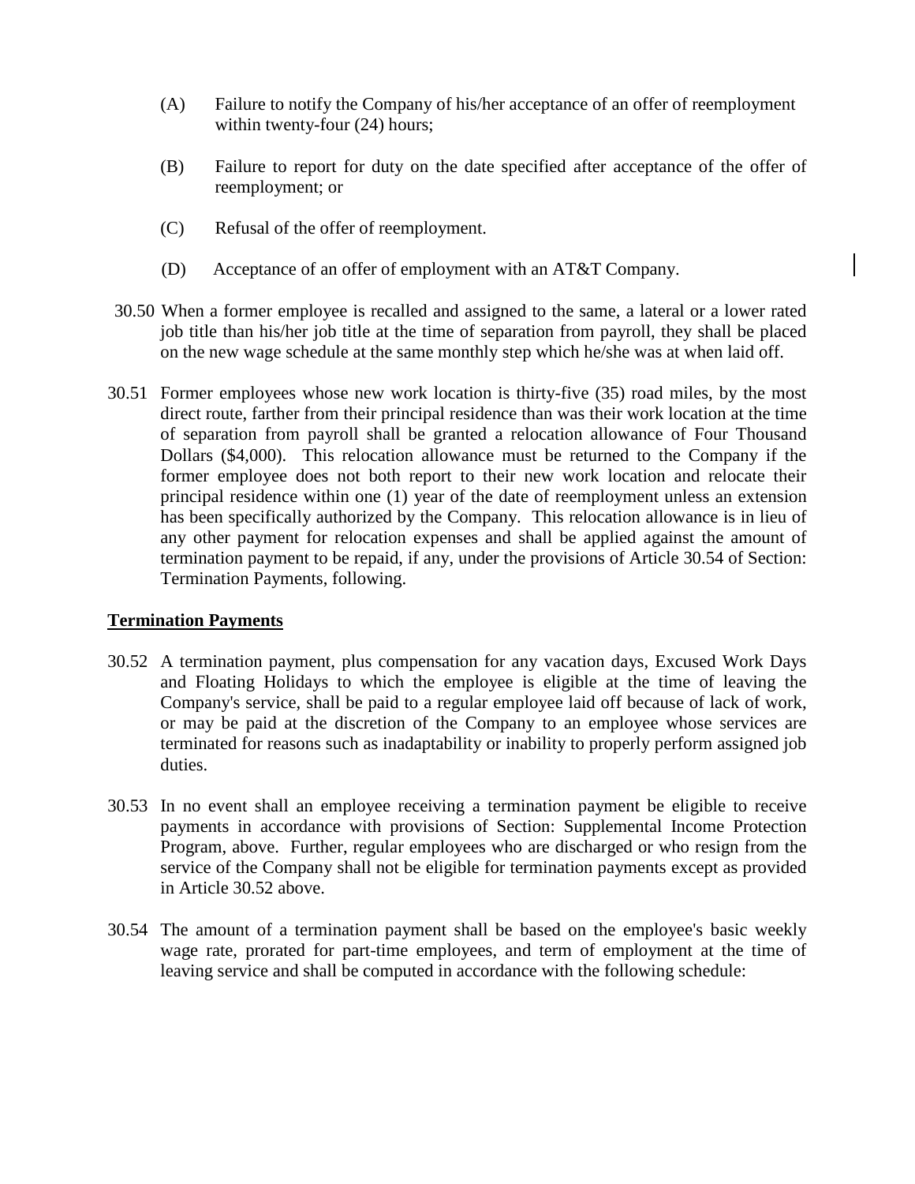(A) Failure to notify the Company of his/her acceptance of an offer of reemployment within twenty-four (24) hours;

(B) Failure to report for duty on the date specified after acceptance of the offer of reemployment; or

(C) Refusal of the offer of reemployment.

(D) Acceptance of an offer of employment with an AT&T Company.

30.50 When a former employee is recalled and assigned to the same, a lateral or a lower rated job title than his/her job title at the time of separation from payroll, they shall be placed on the new wage schedule at the same monthly step which he/she was at when laid off.

30.51 Former employees whose new work location is thirty-five (35) road miles, by the most direct route, farther from their principal residence than was their work location at the time of separation from payroll shall be granted a relocation allowance of Four Thousand Dollars ($4,000). This relocation allowance must be returned to the Company if the former employee does not both report to their new work location and relocate their principal residence within one (1) year of the date of reemployment unless an extension has been specifically authorized by the Company. This relocation allowance is in lieu of any other payment for relocation expenses and shall be applied against the amount of termination payment to be repaid, if any, under the provisions of Article 30.54 of Section: Termination Payments, following.

**Termination Payments**

30.52 A termination payment, plus compensation for any vacation days, Excused Work Days and Floating Holidays to which the employee is eligible at the time of leaving the Company's service, shall be paid to a regular employee laid off because of lack of work, or may be paid at the discretion of the Company to an employee whose services are terminated for reasons such as inadaptability or inability to properly perform assigned job duties.

30.53 In no event shall an employee receiving a termination payment be eligible to receive payments in accordance with provisions of Section: Supplemental Income Protection Program, above. Further, regular employees who are discharged or who resign from the service of the Company shall not be eligible for termination payments except as provided in Article 30.52 above.

30.54 The amount of a termination payment shall be based on the employee's basic weekly wage rate, prorated for part-time employees, and term of employment at the time of leaving service and shall be computed in accordance with the following schedule: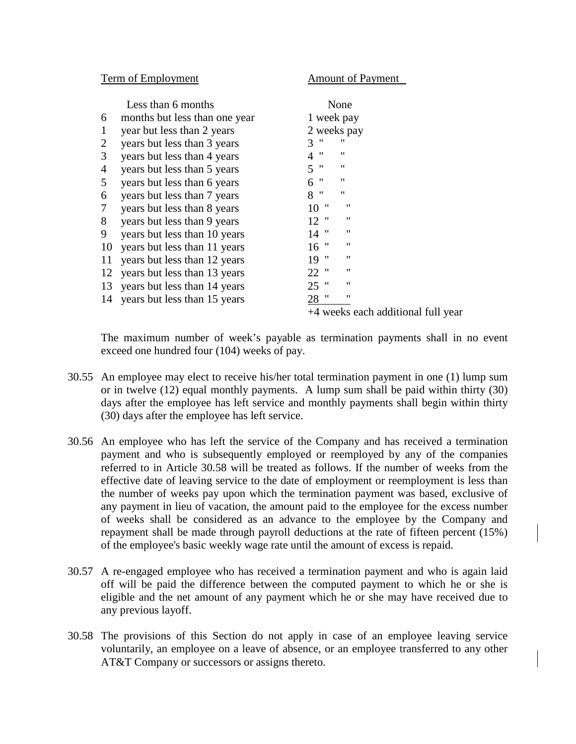| Term of Employment | Amount of Payment |
|---|---|
| Less than 6 months | None |
| 6 months but less than one year | 1 week pay |
| 1 year but less than 2 years | 2 weeks pay |
| 2 years but less than 3 years | 3 " " |
| 3 years but less than 4 years | 4 " " |
| 4 years but less than 5 years | 5 " " |
| 5 years but less than 6 years | 6 " " |
| 6 years but less than 7 years | 8 " " |
| 7 years but less than 8 years | 10 " " |
| 8 years but less than 9 years | 12 " " |
| 9 years but less than 10 years | 14 " " |
| 10 years but less than 11 years | 16 " " |
| 11 years but less than 12 years | 19 " " |
| 12 years but less than 13 years | 22 " " |
| 13 years but less than 14 years | 25 " " |
| 14 years but less than 15 years | 28 " " |
| | +4 weeks each additional full year |

The maximum number of week's payable as termination payments shall in no event exceed one hundred four (104) weeks of pay.

30.55 An employee may elect to receive his/her total termination payment in one (1) lump sum or in twelve (12) equal monthly payments. A lump sum shall be paid within thirty (30) days after the employee has left service and monthly payments shall begin within thirty (30) days after the employee has left service.

30.56 An employee who has left the service of the Company and has received a termination payment and who is subsequently employed or reemployed by any of the companies referred to in Article 30.58 will be treated as follows. If the number of weeks from the effective date of leaving service to the date of employment or reemployment is less than the number of weeks pay upon which the termination payment was based, exclusive of any payment in lieu of vacation, the amount paid to the employee for the excess number of weeks shall be considered as an advance to the employee by the Company and repayment shall be made through payroll deductions at the rate of fifteen percent (15%) of the employee's basic weekly wage rate until the amount of excess is repaid.

30.57 A re-engaged employee who has received a termination payment and who is again laid off will be paid the difference between the computed payment to which he or she is eligible and the net amount of any payment which he or she may have received due to any previous layoff.

30.58 The provisions of this Section do not apply in case of an employee leaving service voluntarily, an employee on a leave of absence, or an employee transferred to any other AT&T Company or successors or assigns thereto.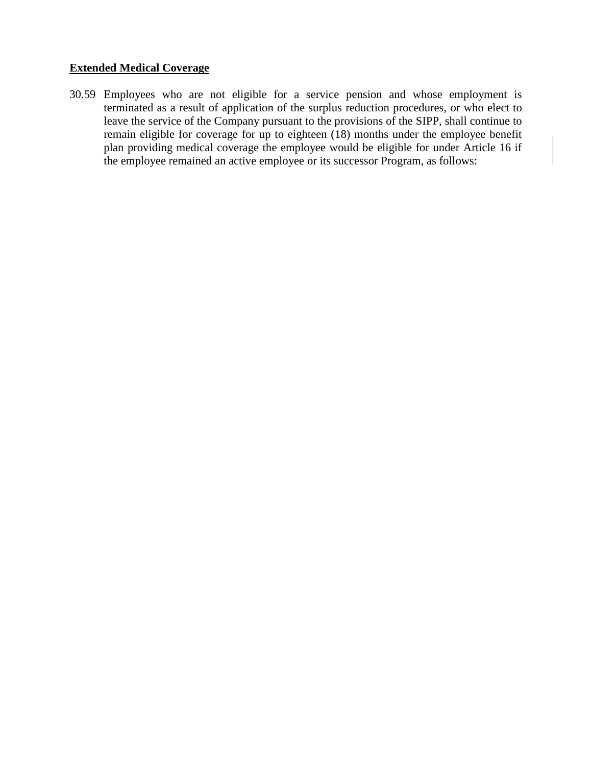**Extended Medical Coverage**

30.59 Employees who are not eligible for a service pension and whose employment is terminated as a result of application of the surplus reduction procedures, or who elect to leave the service of the Company pursuant to the provisions of the SIPP, shall continue to remain eligible for coverage for up to eighteen (18) months under the employee benefit plan providing medical coverage the employee would be eligible for under Article 16 if the employee remained an active employee or its successor Program, as follows: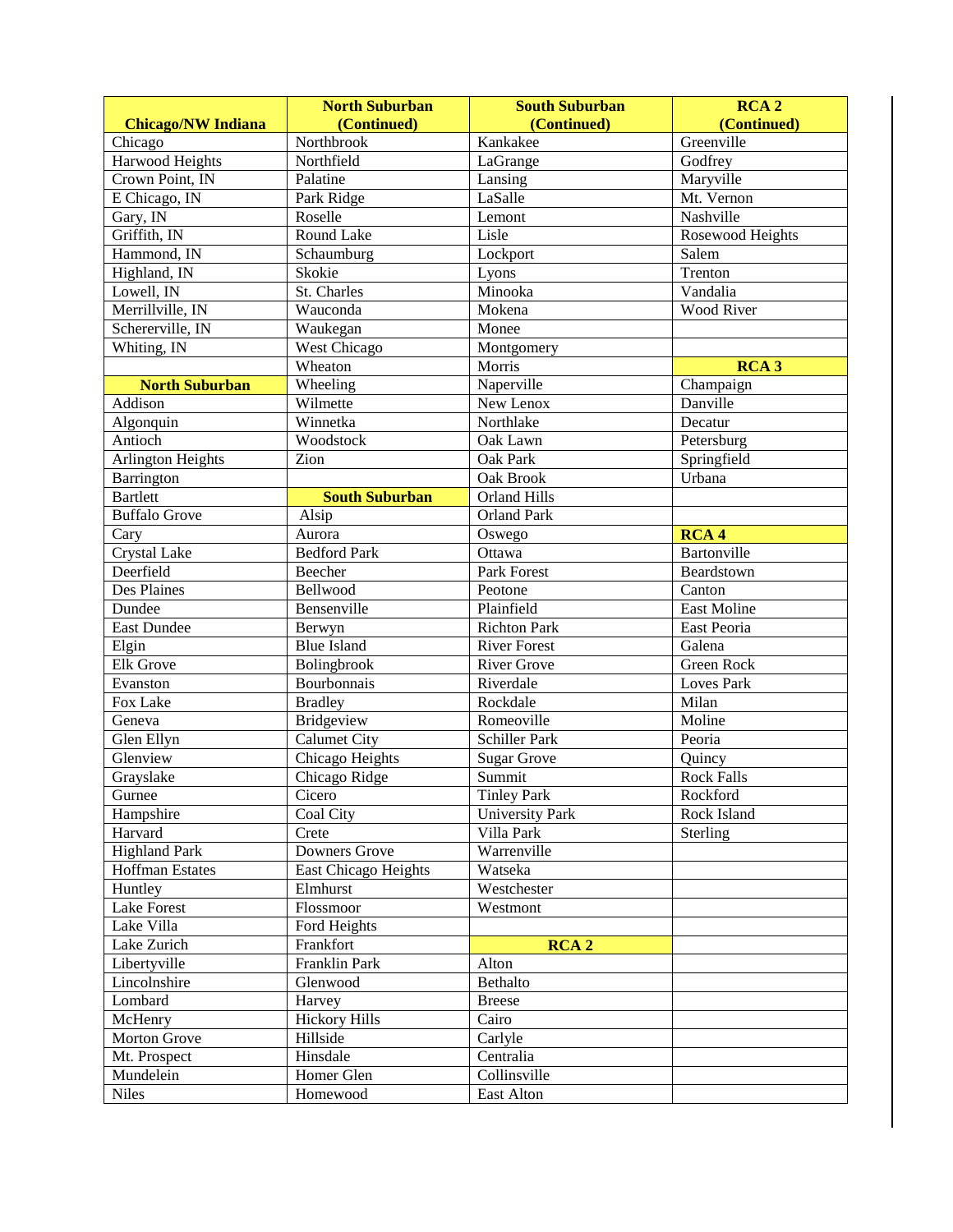| Chicago/NW Indiana | North Suburban (Continued) | South Suburban (Continued) | RCA 2 (Continued) |
|---|---|---|---|
| Chicago | Northbrook | Kankakee | Greenville |
| Harwood Heights | Northfield | LaGrange | Godfrey |
| Crown Point, IN | Palatine | Lansing | Maryville |
| E Chicago, IN | Park Ridge | LaSalle | Mt. Vernon |
| Gary, IN | Roselle | Lemont | Nashville |
| Griffith, IN | Round Lake | Lisle | Rosewood Heights |
| Hammond, IN | Schaumburg | Lockport | Salem |
| Highland, IN | Skokie | Lyons | Trenton |
| Lowell, IN | St. Charles | Minooka | Vandalia |
| Merrillville, IN | Wauconda | Mokena | Wood River |
| Schererville, IN | Waukegan | Monee | |
| Whiting, IN | West Chicago | Montgomery | |
| | Wheaton | Morris | **RCA 3** |
| **North Suburban** | Wheeling | Naperville | Champaign |
| Addison | Wilmette | New Lenox | Danville |
| Algonquin | Winnetka | Northlake | Decatur |
| Antioch | Woodstock | Oak Lawn | Petersburg |
| Arlington Heights | Zion | Oak Park | Springfield |
| Barrington | | Oak Brook | Urbana |
| Bartlett | **South Suburban** | Orland Hills | |
| Buffalo Grove | Alsip | Orland Park | |
| Cary | Aurora | Oswego | **RCA 4** |
| Crystal Lake | Bedford Park | Ottawa | Bartonville |
| Deerfield | Beecher | Park Forest | Beardstown |
| Des Plaines | Bellwood | Peotone | Canton |
| Dundee | Bensenville | Plainfield | East Moline |
| East Dundee | Berwyn | Richton Park | East Peoria |
| Elgin | Blue Island | River Forest | Galena |
| Elk Grove | Bolingbrook | River Grove | Green Rock |
| Evanston | Bourbonnais | Riverdale | Loves Park |
| Fox Lake | Bradley | Rockdale | Milan |
| Geneva | Bridgeview | Romeoville | Moline |
| Glen Ellyn | Calumet City | Schiller Park | Peoria |
| Glenview | Chicago Heights | Sugar Grove | Quincy |
| Grayslake | Chicago Ridge | Summit | Rock Falls |
| Gurnee | Cicero | Tinley Park | Rockford |
| Hampshire | Coal City | University Park | Rock Island |
| Harvard | Crete | Villa Park | Sterling |
| Highland Park | Downers Grove | Warrenville | |
| Hoffman Estates | East Chicago Heights | Watseka | |
| Huntley | Elmhurst | Westchester | |
| Lake Forest | Flossmoor | Westmont | |
| Lake Villa | Ford Heights | | |
| Lake Zurich | Frankfort | **RCA 2** | |
| Libertyville | Franklin Park | Alton | |
| Lincolnshire | Glenwood | Bethalto | |
| Lombard | Harvey | Breese | |
| McHenry | Hickory Hills | Cairo | |
| Morton Grove | Hillside | Carlyle | |
| Mt. Prospect | Hinsdale | Centralia | |
| Mundelein | Homer Glen | Collinsville | |
| Niles | Homewood | East Alton | |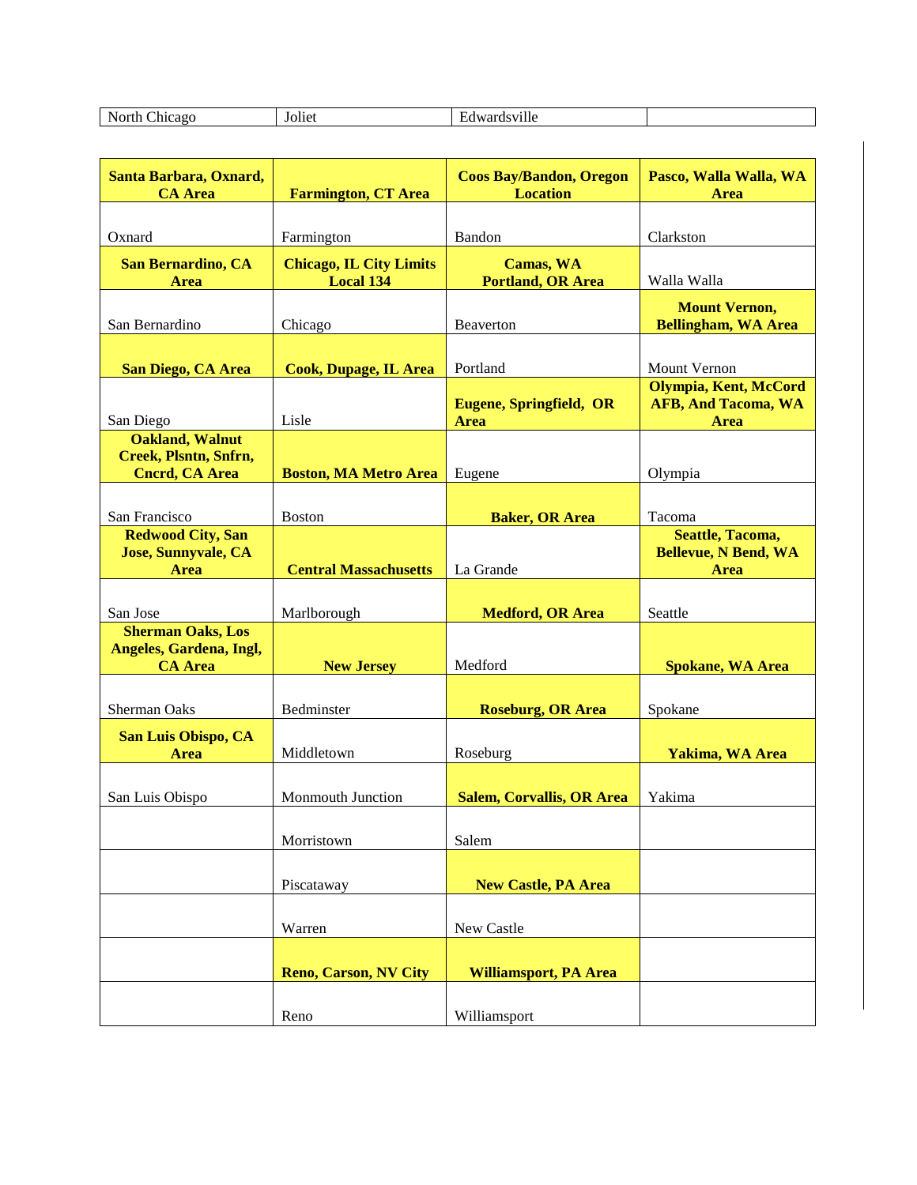| | | | |
|---|---|---|---|
| North Chicago | Joliet | Edwardsville | |

| | | | |
|---|---|---|---|
| **Santa Barbara, Oxnard, CA Area** | **Farmington, CT Area** | **Coos Bay/Bandon, Oregon Location** | **Pasco, Walla Walla, WA Area** |
| Oxnard | Farmington | Bandon | Clarkston |
| **San Bernardino, CA Area** | **Chicago, IL City Limits Local 134** | **Camas, WA Portland, OR Area** | Walla Walla |
| San Bernardino | Chicago | Beaverton | **Mount Vernon, Bellingham, WA Area** |
| **San Diego, CA Area** | **Cook, Dupage, IL Area** | Portland | Mount Vernon |
| San Diego | Lisle | **Eugene, Springfield, OR Area** | **Olympia, Kent, McCord AFB, And Tacoma, WA Area** |
| **Oakland, Walnut Creek, Plsntn, Snfrn, Cncrd, CA Area** | **Boston, MA Metro Area** | Eugene | Olympia |
| San Francisco | Boston | **Baker, OR Area** | Tacoma |
| **Redwood City, San Jose, Sunnyvale, CA Area** | **Central Massachusetts** | La Grande | **Seattle, Tacoma, Bellevue, N Bend, WA Area** |
| San Jose | Marlborough | **Medford, OR Area** | Seattle |
| **Sherman Oaks, Los Angeles, Gardena, Ingl, CA Area** | **New Jersey** | Medford | **Spokane, WA Area** |
| Sherman Oaks | Bedminster | **Roseburg, OR Area** | Spokane |
| **San Luis Obispo, CA Area** | Middletown | Roseburg | **Yakima, WA Area** |
| San Luis Obispo | Monmouth Junction | **Salem, Corvallis, OR Area** | Yakima |
| | Morristown | Salem | |
| | Piscataway | **New Castle, PA Area** | |
| | Warren | New Castle | |
| | **Reno, Carson, NV City** | **Williamsport, PA Area** | |
| | Reno | Williamsport | |